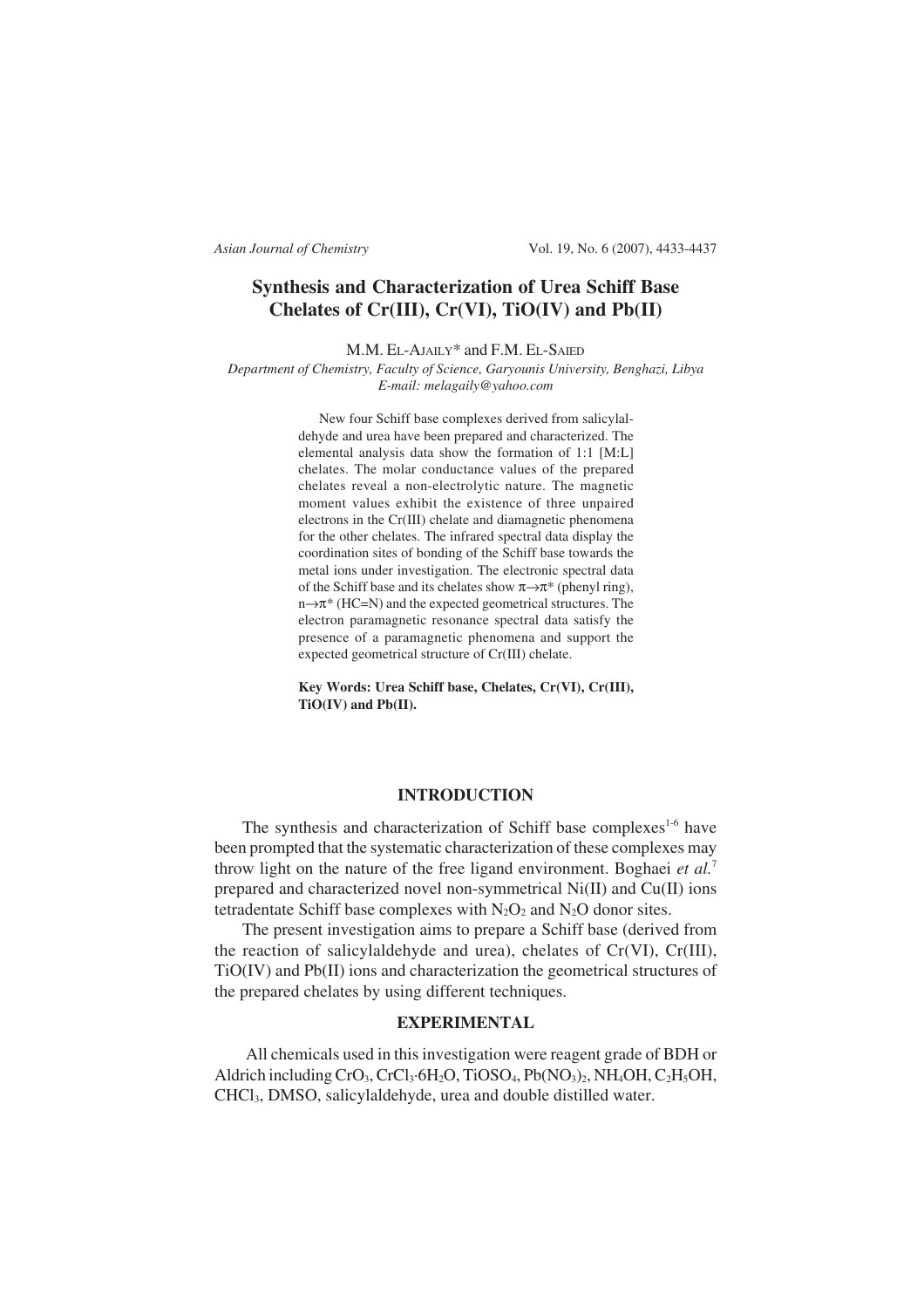# Synthesis and Characterization of Urea Schiff Base Chelates of Cr(III), Cr(VI), TiO(IV) and Pb(II)

M.M. EL-AJAILY* and F.M. EL-SAIED

*Department of Chemistry, Faculty of Science, Garyounis University, Benghazi, Libya*
*E-mail: melagaily@yahoo.com*

New four Schiff base complexes derived from salicylaldehyde and urea have been prepared and characterized. The elemental analysis data show the formation of 1:1 [M:L] chelates. The molar conductance values of the prepared chelates reveal a non-electrolytic nature. The magnetic moment values exhibit the existence of three unpaired electrons in the Cr(III) chelate and diamagnetic phenomena for the other chelates. The infrared spectral data display the coordination sites of bonding of the Schiff base towards the metal ions under investigation. The electronic spectral data of the Schiff base and its chelates show $\pi \rightarrow \pi^*$ (phenyl ring), $n \rightarrow \pi^*$ (HC=N) and the expected geometrical structures. The electron paramagnetic resonance spectral data satisfy the presence of a paramagnetic phenomena and support the expected geometrical structure of Cr(III) chelate.

**Key Words: Urea Schiff base, Chelates, Cr(VI), Cr(III), TiO(IV) and Pb(II).**

## INTRODUCTION

The synthesis and characterization of Schiff base complexes[1-6] have been prompted that the systematic characterization of these complexes may throw light on the nature of the free ligand environment. Boghaei *et al.*[7] prepared and characterized novel non-symmetrical Ni(II) and Cu(II) ions tetradentate Schiff base complexes with $N_2O_2$ and $N_2O$ donor sites.

The present investigation aims to prepare a Schiff base (derived from the reaction of salicylaldehyde and urea), chelates of Cr(VI), Cr(III), TiO(IV) and Pb(II) ions and characterization the geometrical structures of the prepared chelates by using different techniques.

## EXPERIMENTAL

All chemicals used in this investigation were reagent grade of BDH or Aldrich including $CrO_3$, $CrCl_3 \cdot 6H_2O$, $TiOSO_4$, $Pb(NO_3)_2$, $NH_4OH$, $C_2H_5OH$, $CHCl_3$, DMSO, salicylaldehyde, urea and double distilled water.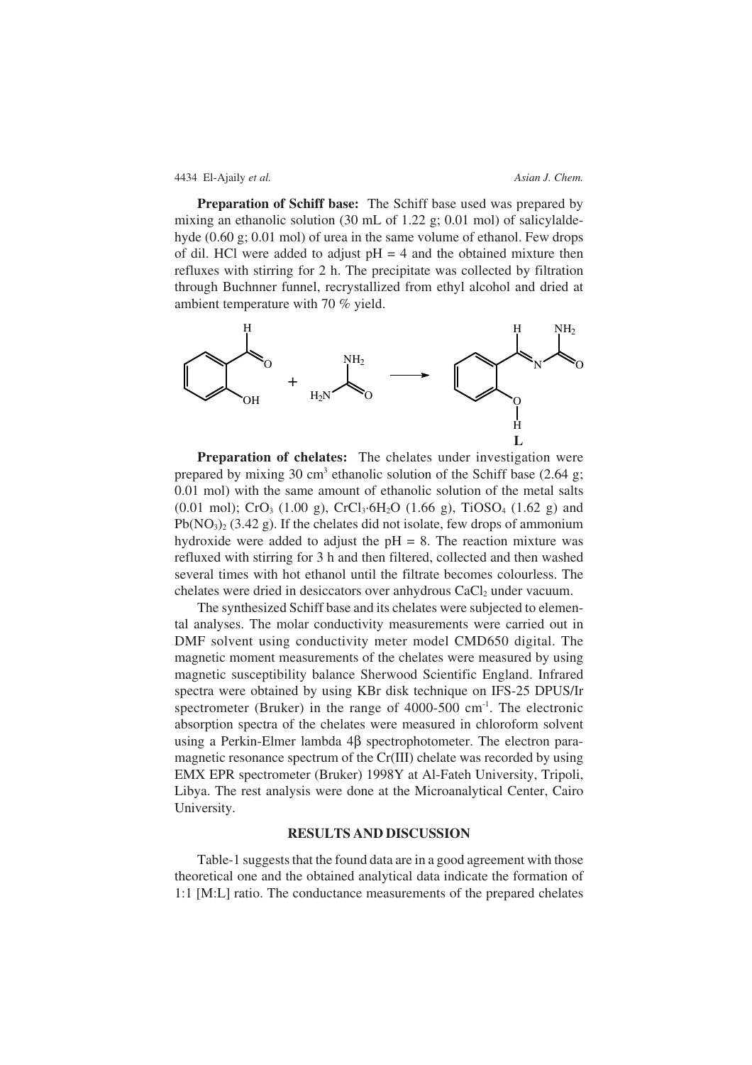**Preparation of Schiff base:** The Schiff base used was prepared by mixing an ethanolic solution (30 mL of 1.22 g; 0.01 mol) of salicylaldehyde (0.60 g; 0.01 mol) of urea in the same volume of ethanol. Few drops of dil. HCl were added to adjust pH = 4 and the obtained mixture then refluxes with stirring for 2 h. The precipitate was collected by filtration through Buchnner funnel, recrystallized from ethyl alcohol and dried at ambient temperature with 70 % yield.

**Preparation of chelates:** The chelates under investigation were prepared by mixing 30 $cm^3$ ethanolic solution of the Schiff base (2.64 g; 0.01 mol) with the same amount of ethanolic solution of the metal salts (0.01 mol); $CrO_3$ (1.00 g), $CrCl_3 \cdot 6H_2O$ (1.66 g), $TiOSO_4$ (1.62 g) and $Pb(NO_3)_2$ (3.42 g). If the chelates did not isolate, few drops of ammonium hydroxide were added to adjust the pH = 8. The reaction mixture was refluxed with stirring for 3 h and then filtered, collected and then washed several times with hot ethanol until the filtrate becomes colourless. The chelates were dried in desiccators over anhydrous $CaCl_2$ under vacuum.

The synthesized Schiff base and its chelates were subjected to elemental analyses. The molar conductivity measurements were carried out in DMF solvent using conductivity meter model CMD650 digital. The magnetic moment measurements of the chelates were measured by using magnetic susceptibility balance Sherwood Scientific England. Infrared spectra were obtained by using KBr disk technique on IFS-25 DPUS/Ir spectrometer (Bruker) in the range of 4000-500 $cm^{-1}$. The electronic absorption spectra of the chelates were measured in chloroform solvent using a Perkin-Elmer lambda 4β spectrophotometer. The electron paramagnetic resonance spectrum of the Cr(III) chelate was recorded by using EMX EPR spectrometer (Bruker) 1998Y at Al-Fateh University, Tripoli, Libya. The rest analysis were done at the Microanalytical Center, Cairo University.

## RESULTS AND DISCUSSION

Table-1 suggests that the found data are in a good agreement with those theoretical one and the obtained analytical data indicate the formation of 1:1 [M:L] ratio. The conductance measurements of the prepared chelates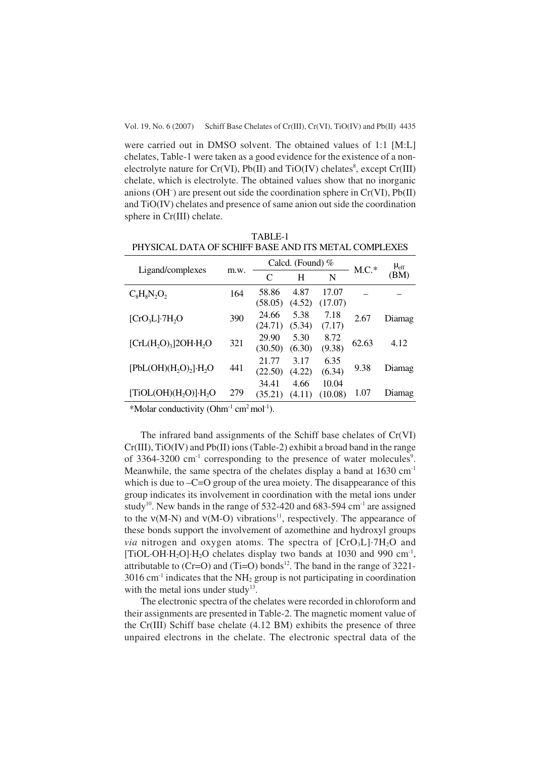were carried out in DMSO solvent. The obtained values of 1:1 [M:L] chelates, Table-1 were taken as a good evidence for the existence of a non-electrolyte nature for Cr(VI), Pb(II) and TiO(IV) chelates[8], except Cr(III) chelate, which is electrolyte. The obtained values show that no inorganic anions ($OH^-$) are present out side the coordination sphere in Cr(VI), Pb(II) and TiO(IV) chelates and presence of same anion out side the coordination sphere in Cr(III) chelate.

TABLE-1
PHYSICAL DATA OF SCHIFF BASE AND ITS METAL COMPLEXES

| Ligand/complexes | m.w. | Calcd. (Found) % | | | M.C.* | $\mu_{eff}$ (BM) |
|---|---|---|---|---|---|---|
| | | C | H | N | | |
| $C_8H_8N_2O_2$ | 164 | 58.86 (58.05) | 4.87 (4.52) | 17.07 (17.07) | – | – |
| $[CrO_3L]\cdot 7H_2O$ | 390 | 24.66 (24.71) | 5.38 (5.34) | 7.18 (7.17) | 2.67 | Diamag |
| $[CrL(H_2O)_3]2OH\cdot H_2O$ | 321 | 29.90 (30.50) | 5.30 (6.30) | 8.72 (9.38) | 62.63 | 4.12 |
| $[PbL(OH)(H_2O)_2]\cdot H_2O$ | 441 | 21.77 (22.50) | 3.17 (4.22) | 6.35 (6.34) | 9.38 | Diamag |
| $[TiOL(OH)(H_2O)]\cdot H_2O$ | 279 | 34.41 (35.21) | 4.66 (4.11) | 10.04 (10.08) | 1.07 | Diamag |

*Molar conductivity ($Ohm^{-1}$ $cm^2$ $mol^{-1}$).

The infrared band assignments of the Schiff base chelates of Cr(VI) Cr(III), TiO(IV) and Pb(II) ions (Table-2) exhibit a broad band in the range of 3364-3200 $cm^{-1}$ corresponding to the presence of water molecules[9]. Meanwhile, the same spectra of the chelates display a band at 1630 $cm^{-1}$ which is due to –C=O group of the urea moiety. The disappearance of this group indicates its involvement in coordination with the metal ions under study[10]. New bands in the range of 532-420 and 683-594 $cm^{-1}$ are assigned to the ν(M-N) and ν(M-O) vibrations[11], respectively. The appearance of these bonds support the involvement of azomethine and hydroxyl groups *via* nitrogen and oxygen atoms. The spectra of $[CrO_3L]\cdot 7H_2O$ and $[TiOL\cdot OH\cdot H_2O]\cdot H_2O$ chelates display two bands at 1030 and 990 $cm^{-1}$, attributable to (Cr=O) and (Ti=O) bonds[12]. The band in the range of 3221-3016 $cm^{-1}$ indicates that the $NH_2$ group is not participating in coordination with the metal ions under study[13].

The electronic spectra of the chelates were recorded in chloroform and their assignments are presented in Table-2. The magnetic moment value of the Cr(III) Schiff base chelate (4.12 BM) exhibits the presence of three unpaired electrons in the chelate. The electronic spectral data of the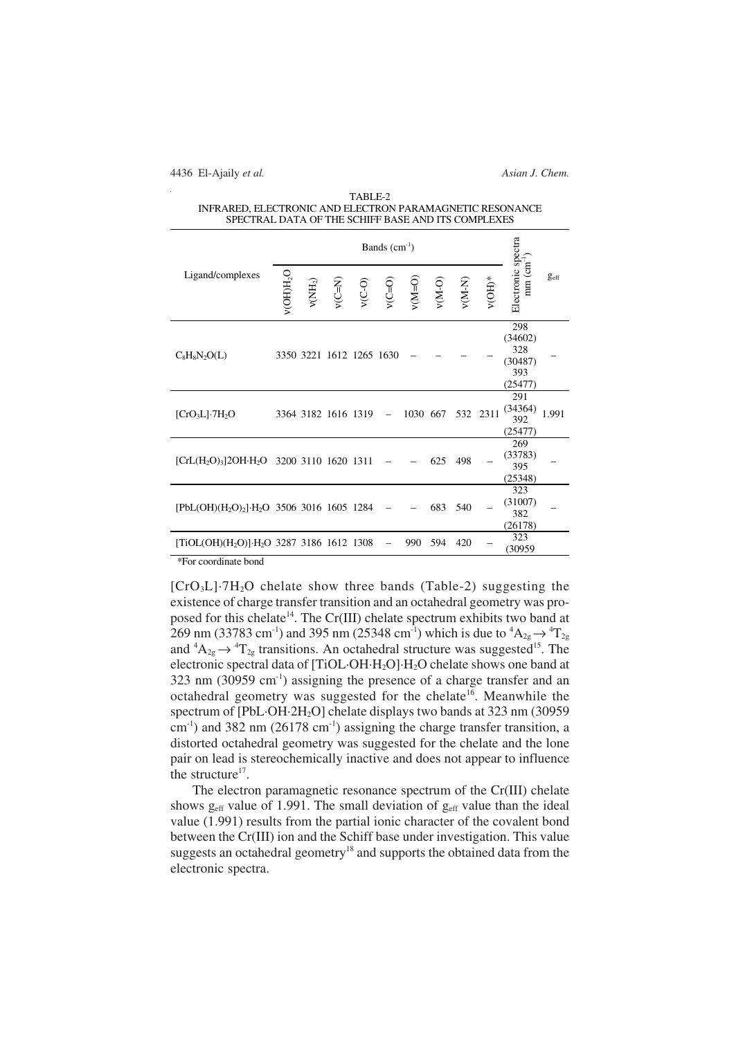TABLE-2
INFRARED, ELECTRONIC AND ELECTRON PARAMAGNETIC RESONANCE SPECTRAL DATA OF THE SCHIFF BASE AND ITS COMPLEXES

| Ligand/complexes | Bands ($cm^{-1}$) | | | | | | | | | Electronic spectra nm ($cm^{-1}$) | $g_{eff}$ |
|---|---|---|---|---|---|---|---|---|---|---|---|
| | ν(OH)$H_2O$ | ν($NH_2$) | ν(C=N) | ν(C-O) | ν(C=O) | ν(M=O) | ν(M-O) | ν(M-N) | ν(OH)* | | |
| $C_8H_8N_2O$(L) | 3350 | 3221 | 1612 | 1265 | 1630 | – | – | – | – | 298 (34602) 328 (30487) 393 (25477) | – |
| $[CrO_3L]·7H_2O$ | 3364 | 3182 | 1616 | 1319 | – | 1030 | 667 | 532 | 2311 | 291 (34364) 392 (25477) | 1.991 |
| $[CrL(H_2O)_3]2OH·H_2O$ | 3200 | 3110 | 1620 | 1311 | – | – | 625 | 498 | – | 269 (33783) 395 (25348) | – |
| $[PbL(OH)(H_2O)_2]·H_2O$ | 3506 | 3016 | 1605 | 1284 | – | – | 683 | 540 | – | 323 (31007) 382 (26178) | – |
| $[TiOL(OH)(H_2O)]·H_2O$ | 3287 | 3186 | 1612 | 1308 | – | 990 | 594 | 420 | – | 323 (30959 | |

*For coordinate bond

$[CrO_3L]·7H_2O$ chelate show three bands (Table-2) suggesting the existence of charge transfer transition and an octahedral geometry was proposed for this chelate[14]. The Cr(III) chelate spectrum exhibits two band at 269 nm (33783 $cm^{-1}$) and 395 nm (25348 $cm^{-1}$) which is due to $^4A_{2g} \rightarrow {}^4T_{2g}$ and $^4A_{2g} \rightarrow {}^4T_{2g}$ transitions. An octahedral structure was suggested[15]. The electronic spectral data of $[TiOL·OH·H_2O]·H_2O$ chelate shows one band at 323 nm (30959 $cm^{-1}$) assigning the presence of a charge transfer and an octahedral geometry was suggested for the chelate[16]. Meanwhile the spectrum of $[PbL·OH·2H_2O]$ chelate displays two bands at 323 nm (30959 $cm^{-1}$) and 382 nm (26178 $cm^{-1}$) assigning the charge transfer transition, a distorted octahedral geometry was suggested for the chelate and the lone pair on lead is stereochemically inactive and does not appear to influence the structure[17].

The electron paramagnetic resonance spectrum of the Cr(III) chelate shows $g_{eff}$ value of 1.991. The small deviation of $g_{eff}$ value than the ideal value (1.991) results from the partial ionic character of the covalent bond between the Cr(III) ion and the Schiff base under investigation. This value suggests an octahedral geometry[18] and supports the obtained data from the electronic spectra.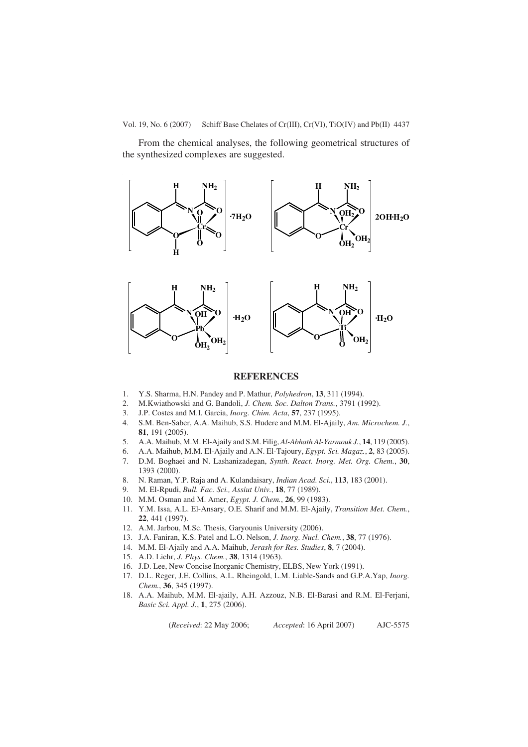From the chemical analyses, the following geometrical structures of the synthesized complexes are suggested.

$\cdot 7H_2O$

$2OH\cdot H_2O$

$\cdot H_2O$

$\cdot H_2O$

## REFERENCES

1. Y.S. Sharma, H.N. Pandey and P. Mathur, *Polyhedron*, **13**, 311 (1994).
2. M.Kwiathowski and G. Bandoli, *J. Chem. Soc. Dalton Trans.*, 3791 (1992).
3. J.P. Costes and M.I. Garcia, *Inorg. Chim. Acta*, **57**, 237 (1995).
4. S.M. Ben-Saber, A.A. Maihub, S.S. Hudere and M.M. El-Ajaily, *Am. Microchem. J.*, **81**, 191 (2005).
5. A.A. Maihub, M.M. El-Ajaily and S.M. Filig, *Al-Abhath Al-Yarmouk J.*, **14**, 119 (2005).
6. A.A. Maihub, M.M. El-Ajaily and A.N. El-Tajoury, *Egypt. Sci. Magaz.*, **2**, 83 (2005).
7. D.M. Boghaei and N. Lashanizadegan, *Synth. React. Inorg. Met. Org. Chem.*, **30**, 1393 (2000).
8. N. Raman, Y.P. Raja and A. Kulandaisary, *Indian Acad. Sci.*, **113**, 183 (2001).
9. M. El-Rpudi, *Bull. Fac. Sci., Assiut Univ.*, **18**, 77 (1989).
10. M.M. Osman and M. Amer, *Egypt. J. Chem.*, **26**, 99 (1983).
11. Y.M. Issa, A.L. El-Ansary, O.E. Sharif and M.M. El-Ajaily, *Transition Met. Chem.*, **22**, 441 (1997).
12. A.M. Jarbou, M.Sc. Thesis, Garyounis University (2006).
13. J.A. Faniran, K.S. Patel and L.O. Nelson, *J. Inorg. Nucl. Chem.*, **38**, 77 (1976).
14. M.M. El-Ajaily and A.A. Maihub, *Jerash for Res. Studies*, **8**, 7 (2004).
15. A.D. Liehr, *J. Phys. Chem.*, **38**, 1314 (1963).
16. J.D. Lee, New Concise Inorganic Chemistry, ELBS, New York (1991).
17. D.L. Reger, J.E. Collins, A.L. Rheingold, L.M. Liable-Sands and G.P.A.Yap, *Inorg. Chem.*, **36**, 345 (1997).
18. A.A. Maihub, M.M. El-ajaily, A.H. Azzouz, N.B. El-Barasi and R.M. El-Ferjani, *Basic Sci. Appl. J.*, **1**, 275 (2006).

(*Received*: 22 May 2006; *Accepted*: 16 April 2007) AJC-5575